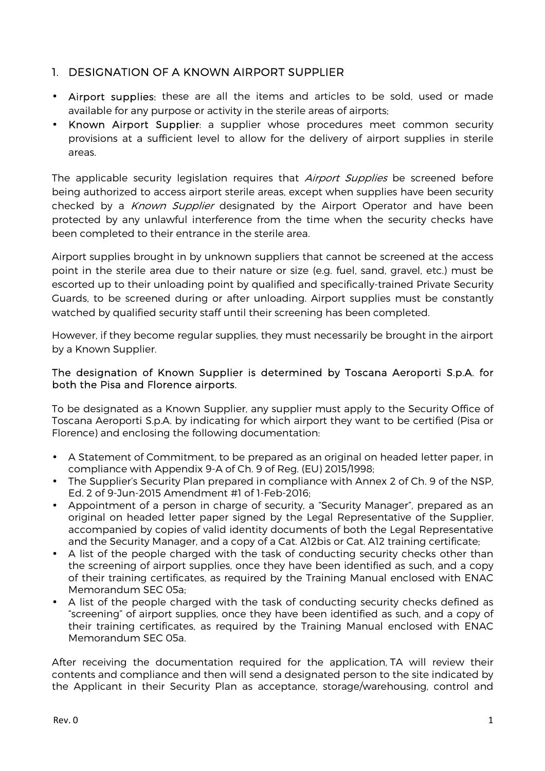## 1. DESIGNATION OF A KNOWN AIRPORT SUPPLIER

- **Airport supplies**: these are all the items and articles to be sold, used or made available for any purpose or activity in the sterile areas of airports;
- **Known Airport Supplier**: a supplier whose procedures meet common security provisions at a sufficient level to allow for the delivery of airport supplies in sterile areas.

The applicable security legislation requires that *Airport Supplies* be screened before being authorized to access airport sterile areas, except when supplies have been security checked by a *Known Supplier* designated by the Airport Operator and have been protected by any unlawful interference from the time when the security checks have been completed to their entrance in the sterile area.

Airport supplies brought in by unknown suppliers that cannot be screened at the access point in the sterile area due to their nature or size (e.g. fuel, sand, gravel, etc.) must be escorted up to their unloading point by qualified and specifically-trained Private Security Guards, to be screened during or after unloading. Airport supplies must be constantly watched by qualified security staff until their screening has been completed.

However, if they become regular supplies, they must necessarily be brought in the airport by a Known Supplier.

**The designation of Known Supplier is determined by Toscana Aeroporti S.p.A. for both the Pisa and Florence airports.**

To be designated as a Known Supplier, any supplier must apply to the Security Office of Toscana Aeroporti S.p.A. by indicating for which airport they want to be certified (Pisa or Florence) and enclosing the following documentation:

- A Statement of Commitment, to be prepared as an original on headed letter paper, in compliance with Appendix 9-A of Ch. 9 of Reg. (EU) 2015/1998;
- The Supplier's Security Plan prepared in compliance with Annex 2 of Ch. 9 of the NSP, Ed. 2 of 9-Jun-2015 Amendment #1 of 1-Feb-2016;
- Appointment of a person in charge of security, a "Security Manager", prepared as an original on headed letter paper signed by the Legal Representative of the Supplier, accompanied by copies of valid identity documents of both the Legal Representative and the Security Manager, and a copy of a Cat. A12bis or Cat. A12 training certificate;
- A list of the people charged with the task of conducting security checks other than the screening of airport supplies, once they have been identified as such, and a copy of their training certificates, as required by the Training Manual enclosed with ENAC Memorandum SEC 05a;
- A list of the people charged with the task of conducting security checks defined as "screening" of airport supplies, once they have been identified as such, and a copy of their training certificates, as required by the Training Manual enclosed with ENAC Memorandum SEC 05a.

After receiving the documentation required for the application, TA will review their contents and compliance and then will send a designated person to the site indicated by the Applicant in their Security Plan as acceptance, storage/warehousing, control and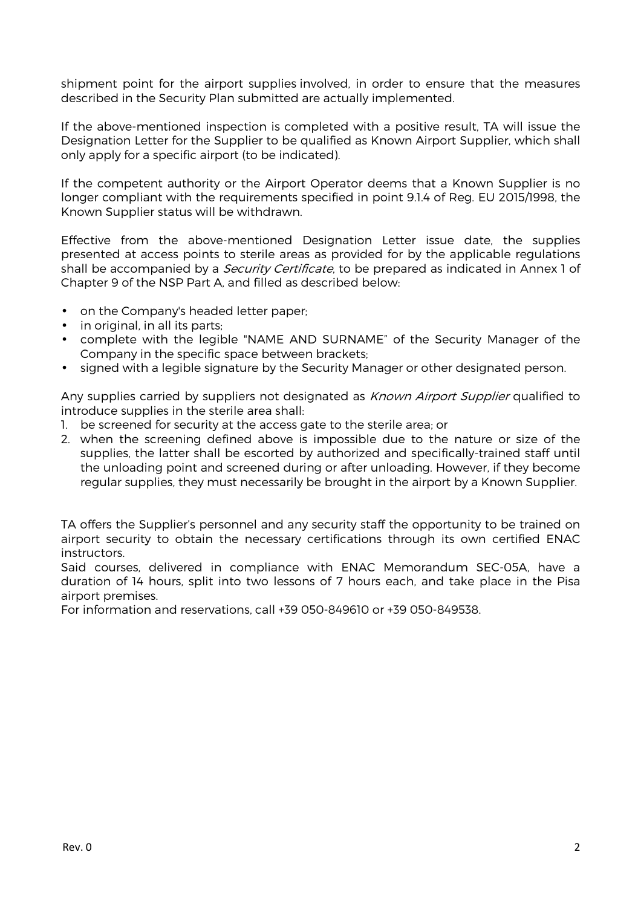shipment point for the airport supplies involved, in order to ensure that the measures described in the Security Plan submitted are actually implemented.

If the above-mentioned inspection is completed with a positive result, TA will issue the Designation Letter for the Supplier to be qualified as Known Airport Supplier, which shall only apply for a specific airport (to be indicated).

If the competent authority or the Airport Operator deems that a Known Supplier is no longer compliant with the requirements specified in point 9.1.4 of Reg. EU 2015/1998, the Known Supplier status will be withdrawn.

Effective from the above-mentioned Designation Letter issue date, the supplies presented at access points to sterile areas as provided for by the applicable regulations shall be accompanied by a *Security Certificate*, to be prepared as indicated in Annex 1 of Chapter 9 of the NSP Part A, and filled as described below:

- on the Company's headed letter paper;
- in original, in all its parts;
- complete with the legible "NAME AND SURNAME" of the Security Manager of the Company in the specific space between brackets;
- signed with a legible signature by the Security Manager or other designated person.

Any supplies carried by suppliers not designated as *Known Airport Supplier* qualified to introduce supplies in the sterile area shall:

1. be screened for security at the access gate to the sterile area; or
2. when the screening defined above is impossible due to the nature or size of the supplies, the latter shall be escorted by authorized and specifically-trained staff until the unloading point and screened during or after unloading. However, if they become regular supplies, they must necessarily be brought in the airport by a Known Supplier.

TA offers the Supplier's personnel and any security staff the opportunity to be trained on airport security to obtain the necessary certifications through its own certified ENAC instructors.
Said courses, delivered in compliance with ENAC Memorandum SEC-05A, have a duration of 14 hours, split into two lessons of 7 hours each, and take place in the Pisa airport premises.
For information and reservations, call +39 050-849610 or +39 050-849538.

Rev. 0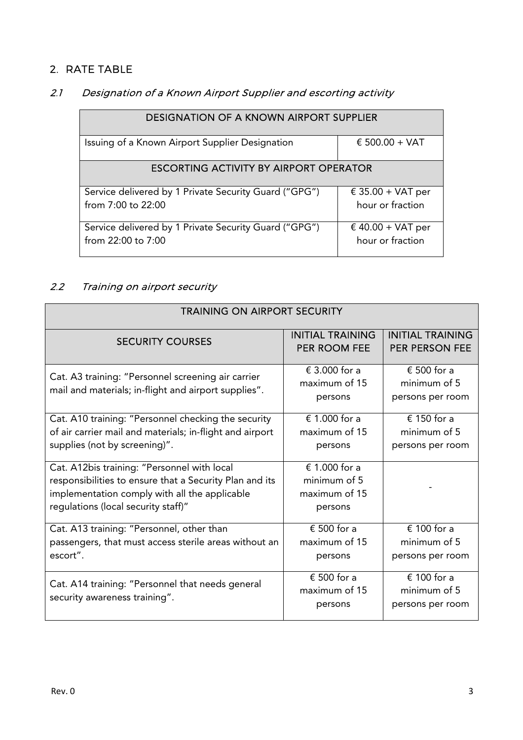## 2. RATE TABLE

### *2.1 Designation of a Known Airport Supplier and escorting activity*

| DESIGNATION OF A KNOWN AIRPORT SUPPLIER | |
|---|---|
| Issuing of a Known Airport Supplier Designation | € 500.00 + VAT |
| **ESCORTING ACTIVITY BY AIRPORT OPERATOR** | |
| Service delivered by 1 Private Security Guard ("GPG") from 7:00 to 22:00 | € 35.00 + VAT per hour or fraction |
| Service delivered by 1 Private Security Guard ("GPG") from 22:00 to 7:00 | € 40.00 + VAT per hour or fraction |

### *2.2 Training on airport security*

| TRAINING ON AIRPORT SECURITY | | |
|---|---|---|
| SECURITY COURSES | INITIAL TRAINING PER ROOM FEE | INITIAL TRAINING PER PERSON FEE |
| Cat. A3 training: "Personnel screening air carrier mail and materials; in-flight and airport supplies". | € 3.000 for a maximum of 15 persons | € 500 for a minimum of 5 persons per room |
| Cat. A10 training: "Personnel checking the security of air carrier mail and materials; in-flight and airport supplies (not by screening)". | € 1.000 for a maximum of 15 persons | € 150 for a minimum of 5 persons per room |
| Cat. A12bis training: "Personnel with local responsibilities to ensure that a Security Plan and its implementation comply with all the applicable regulations (local security staff)" | € 1.000 for a minimum of 5 maximum of 15 persons | - |
| Cat. A13 training: "Personnel, other than passengers, that must access sterile areas without an escort". | € 500 for a maximum of 15 persons | € 100 for a minimum of 5 persons per room |
| Cat. A14 training: "Personnel that needs general security awareness training". | € 500 for a maximum of 15 persons | € 100 for a minimum of 5 persons per room |

Rev. 0